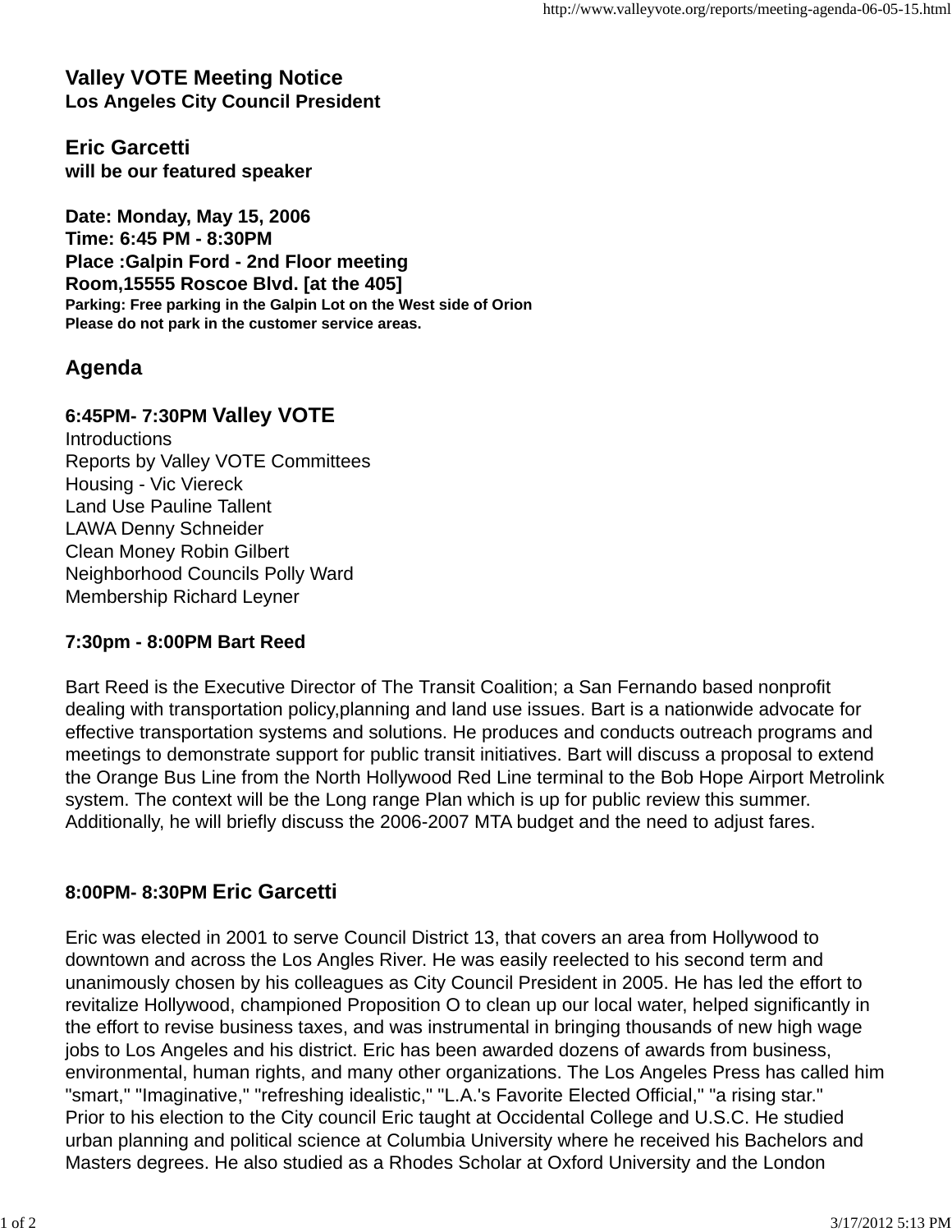# Valley VOTE Meeting Notice

**Los Angeles City Council President**

## Eric Garcetti

**will be our featured speaker**

**Date: Monday, May 15, 2006**
**Time: 6:45 PM - 8:30PM**
**Place :Galpin Ford - 2nd Floor meeting Room,15555 Roscoe Blvd. [at the 405]**
**Parking: Free parking in the Galpin Lot on the West side of Orion**
**Please do not park in the customer service areas.**

## Agenda

**6:45PM- 7:30PM Valley VOTE**

Introductions
Reports by Valley VOTE Committees
Housing - Vic Viereck
Land Use Pauline Tallent
LAWA Denny Schneider
Clean Money Robin Gilbert
Neighborhood Councils Polly Ward
Membership Richard Leyner

**7:30pm - 8:00PM Bart Reed**

Bart Reed is the Executive Director of The Transit Coalition; a San Fernando based nonprofit dealing with transportation policy,planning and land use issues. Bart is a nationwide advocate for effective transportation systems and solutions. He produces and conducts outreach programs and meetings to demonstrate support for public transit initiatives. Bart will discuss a proposal to extend the Orange Bus Line from the North Hollywood Red Line terminal to the Bob Hope Airport Metrolink system. The context will be the Long range Plan which is up for public review this summer. Additionally, he will briefly discuss the 2006-2007 MTA budget and the need to adjust fares.

**8:00PM- 8:30PM Eric Garcetti**

Eric was elected in 2001 to serve Council District 13, that covers an area from Hollywood to downtown and across the Los Angles River. He was easily reelected to his second term and unanimously chosen by his colleagues as City Council President in 2005. He has led the effort to revitalize Hollywood, championed Proposition O to clean up our local water, helped significantly in the effort to revise business taxes, and was instrumental in bringing thousands of new high wage jobs to Los Angeles and his district. Eric has been awarded dozens of awards from business, environmental, human rights, and many other organizations. The Los Angeles Press has called him "smart," "Imaginative," "refreshing idealistic," "L.A.'s Favorite Elected Official," "a rising star."
Prior to his election to the City council Eric taught at Occidental College and U.S.C. He studied urban planning and political science at Columbia University where he received his Bachelors and Masters degrees. He also studied as a Rhodes Scholar at Oxford University and the London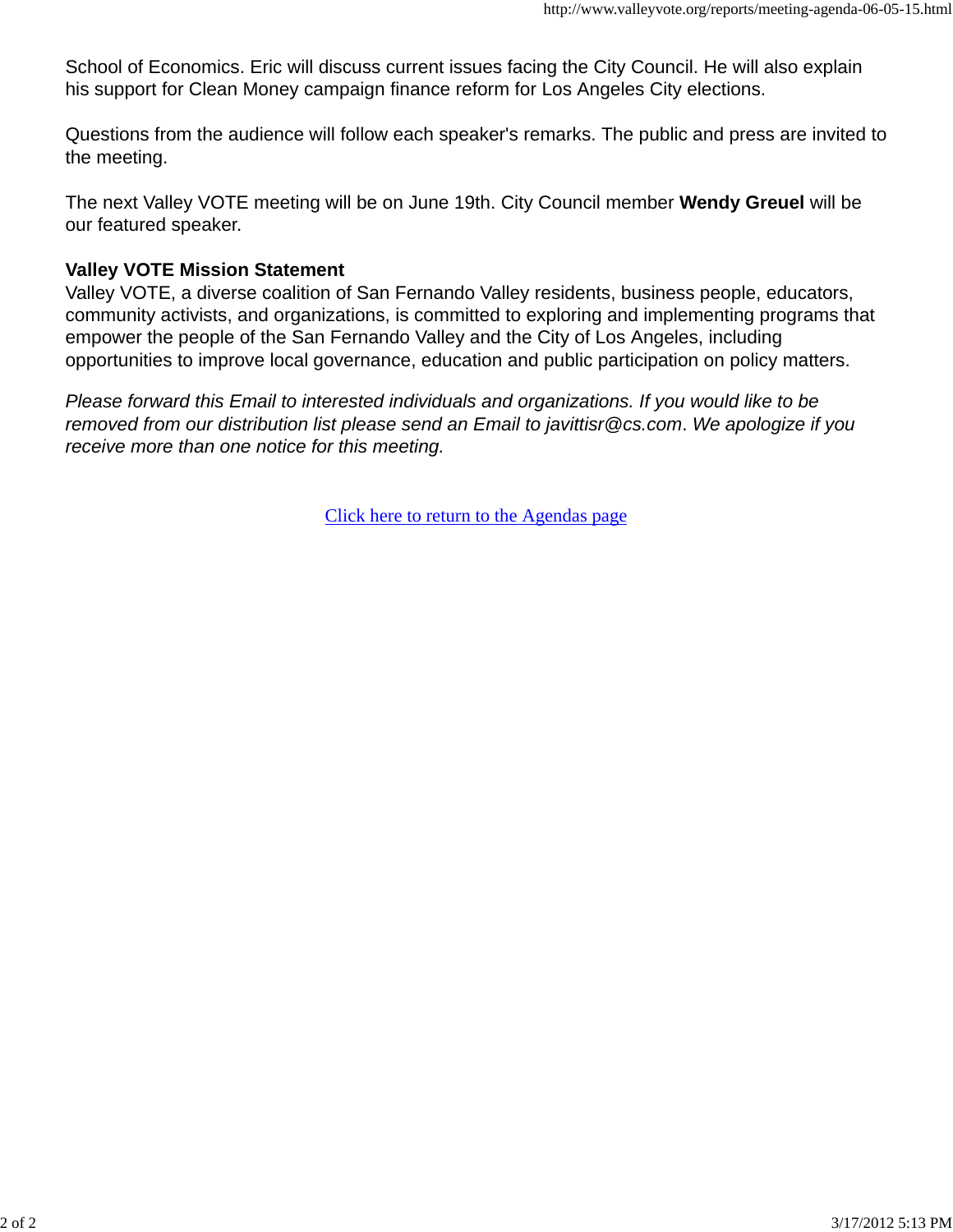School of Economics. Eric will discuss current issues facing the City Council. He will also explain his support for Clean Money campaign finance reform for Los Angeles City elections.

Questions from the audience will follow each speaker's remarks. The public and press are invited to the meeting.

The next Valley VOTE meeting will be on June 19th. City Council member **Wendy Greuel** will be our featured speaker.

**Valley VOTE Mission Statement**
Valley VOTE, a diverse coalition of San Fernando Valley residents, business people, educators, community activists, and organizations, is committed to exploring and implementing programs that empower the people of the San Fernando Valley and the City of Los Angeles, including opportunities to improve local governance, education and public participation on policy matters.

*Please forward this Email to interested individuals and organizations. If you would like to be removed from our distribution list please send an Email to* javittisr@cs.com. *We apologize if you receive more than one notice for this meeting.*

Click here to return to the Agendas page